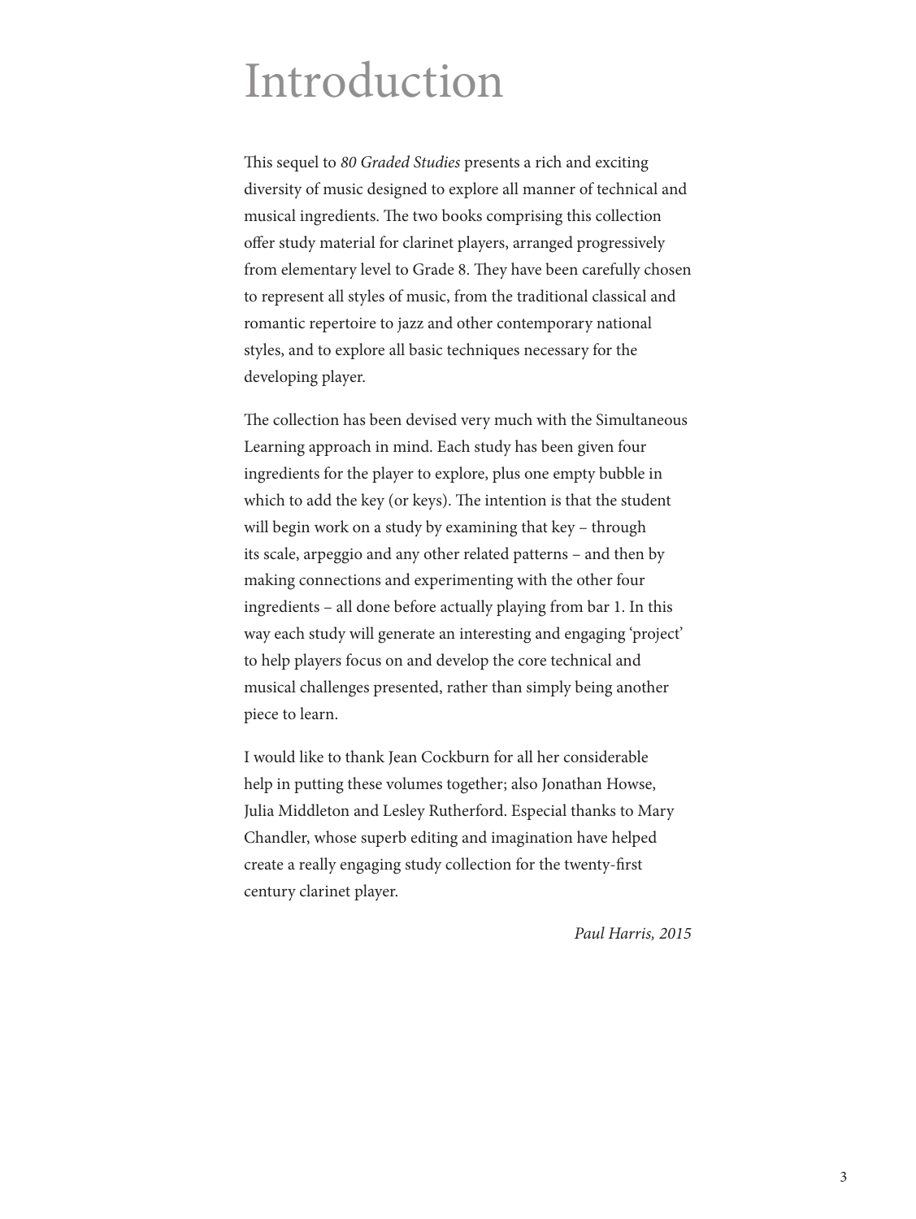# Introduction

This sequel to *80 Graded Studies* presents a rich and exciting diversity of music designed to explore all manner of technical and musical ingredients. The two books comprising this collection offer study material for clarinet players, arranged progressively from elementary level to Grade 8. They have been carefully chosen to represent all styles of music, from the traditional classical and romantic repertoire to jazz and other contemporary national styles, and to explore all basic techniques necessary for the developing player.

The collection has been devised very much with the Simultaneous Learning approach in mind. Each study has been given four ingredients for the player to explore, plus one empty bubble in which to add the key (or keys). The intention is that the student will begin work on a study by examining that key – through its scale, arpeggio and any other related patterns – and then by making connections and experimenting with the other four ingredients – all done before actually playing from bar 1. In this way each study will generate an interesting and engaging 'project' to help players focus on and develop the core technical and musical challenges presented, rather than simply being another piece to learn.

I would like to thank Jean Cockburn for all her considerable help in putting these volumes together; also Jonathan Howse, Julia Middleton and Lesley Rutherford. Especial thanks to Mary Chandler, whose superb editing and imagination have helped create a really engaging study collection for the twenty-first century clarinet player.

*Paul Harris, 2015*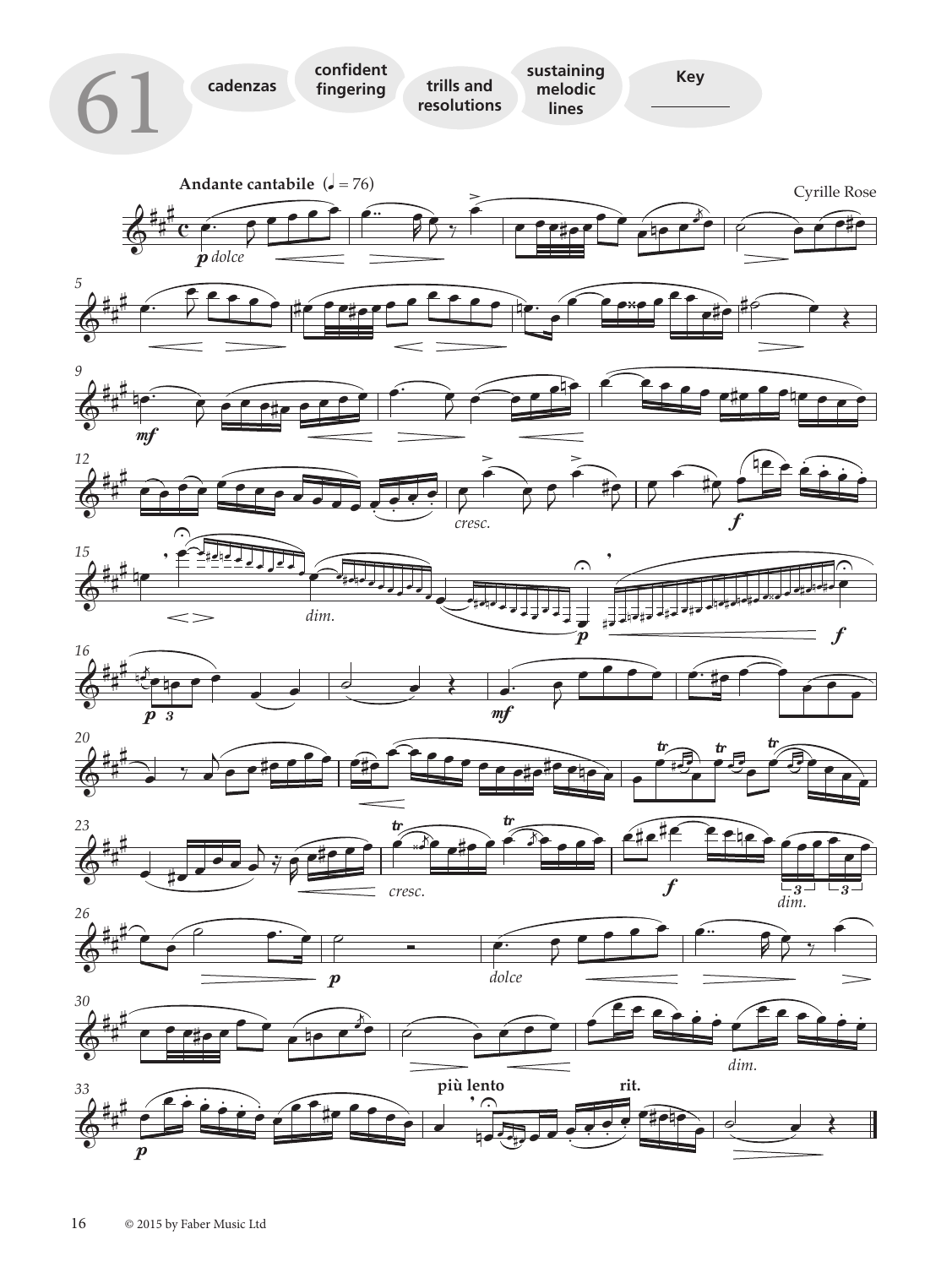# 61

cadenzas

confident fingering

trills and resolutions

sustaining melodic lines

Key \_\_\_\_\_\_\_\_

**Andante cantabile** (♩ = 76)

Cyrille Rose

© 2015 by Faber Music Ltd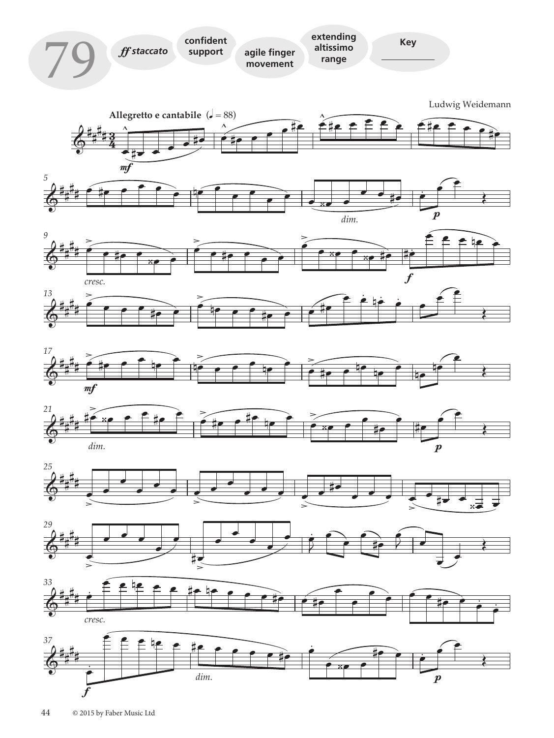# 79

*ff staccato*

confident support

agile finger movement

extending altissimo range

Key ___________

Ludwig Weidemann

**Allegretto e cantabile** (♩ = 88)